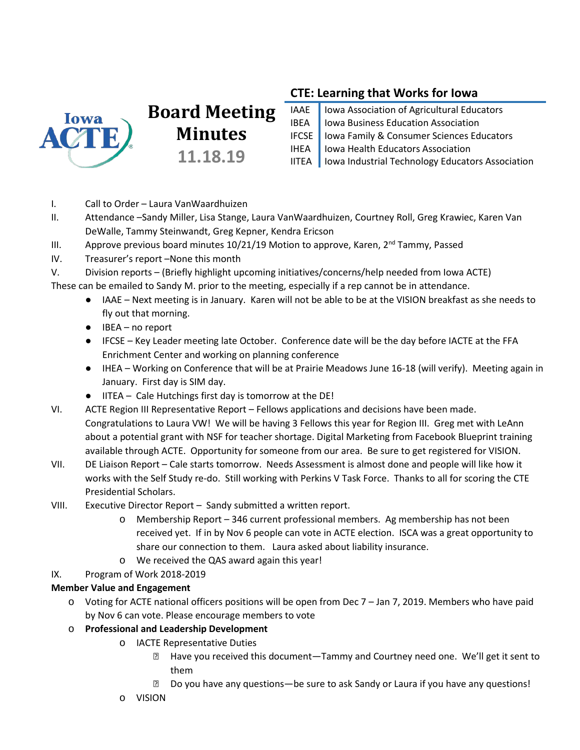# Board Meeting Minutes

**11.18.19**

## CTE: Learning that Works for Iowa

| | |
|---|---|
| IAAE | Iowa Association of Agricultural Educators |
| IBEA | Iowa Business Education Association |
| IFCSE | Iowa Family & Consumer Sciences Educators |
| IHEA | Iowa Health Educators Association |
| IITEA | Iowa Industrial Technology Educators Association |

I. Call to Order – Laura VanWaardhuizen

II. Attendance –Sandy Miller, Lisa Stange, Laura VanWaardhuizen, Courtney Roll, Greg Krawiec, Karen Van DeWalle, Tammy Steinwandt, Greg Kepner, Kendra Ericson

III. Approve previous board minutes 10/21/19 Motion to approve, Karen, 2nd Tammy, Passed

IV. Treasurer's report –None this month

V. Division reports – (Briefly highlight upcoming initiatives/concerns/help needed from Iowa ACTE)

These can be emailed to Sandy M. prior to the meeting, especially if a rep cannot be in attendance.

- IAAE – Next meeting is in January. Karen will not be able to be at the VISION breakfast as she needs to fly out that morning.
- IBEA – no report
- IFCSE – Key Leader meeting late October. Conference date will be the day before IACTE at the FFA Enrichment Center and working on planning conference
- IHEA – Working on Conference that will be at Prairie Meadows June 16-18 (will verify). Meeting again in January. First day is SIM day.
- IITEA – Cale Hutchings first day is tomorrow at the DE!

VI. ACTE Region III Representative Report – Fellows applications and decisions have been made. Congratulations to Laura VW! We will be having 3 Fellows this year for Region III. Greg met with LeAnn about a potential grant with NSF for teacher shortage. Digital Marketing from Facebook Blueprint training available through ACTE. Opportunity for someone from our area. Be sure to get registered for VISION.

VII. DE Liaison Report – Cale starts tomorrow. Needs Assessment is almost done and people will like how it works with the Self Study re-do. Still working with Perkins V Task Force. Thanks to all for scoring the CTE Presidential Scholars.

VIII. Executive Director Report – Sandy submitted a written report.

- Membership Report – 346 current professional members. Ag membership has not been received yet. If in by Nov 6 people can vote in ACTE election. ISCA was a great opportunity to share our connection to them. Laura asked about liability insurance.
- We received the QAS award again this year!

IX. Program of Work 2018-2019

**Member Value and Engagement**

- Voting for ACTE national officers positions will be open from Dec 7 – Jan 7, 2019. Members who have paid by Nov 6 can vote. Please encourage members to vote
- **Professional and Leadership Development**
  - IACTE Representative Duties
    - Have you received this document—Tammy and Courtney need one. We'll get it sent to them
    - Do you have any questions—be sure to ask Sandy or Laura if you have any questions!
  - VISION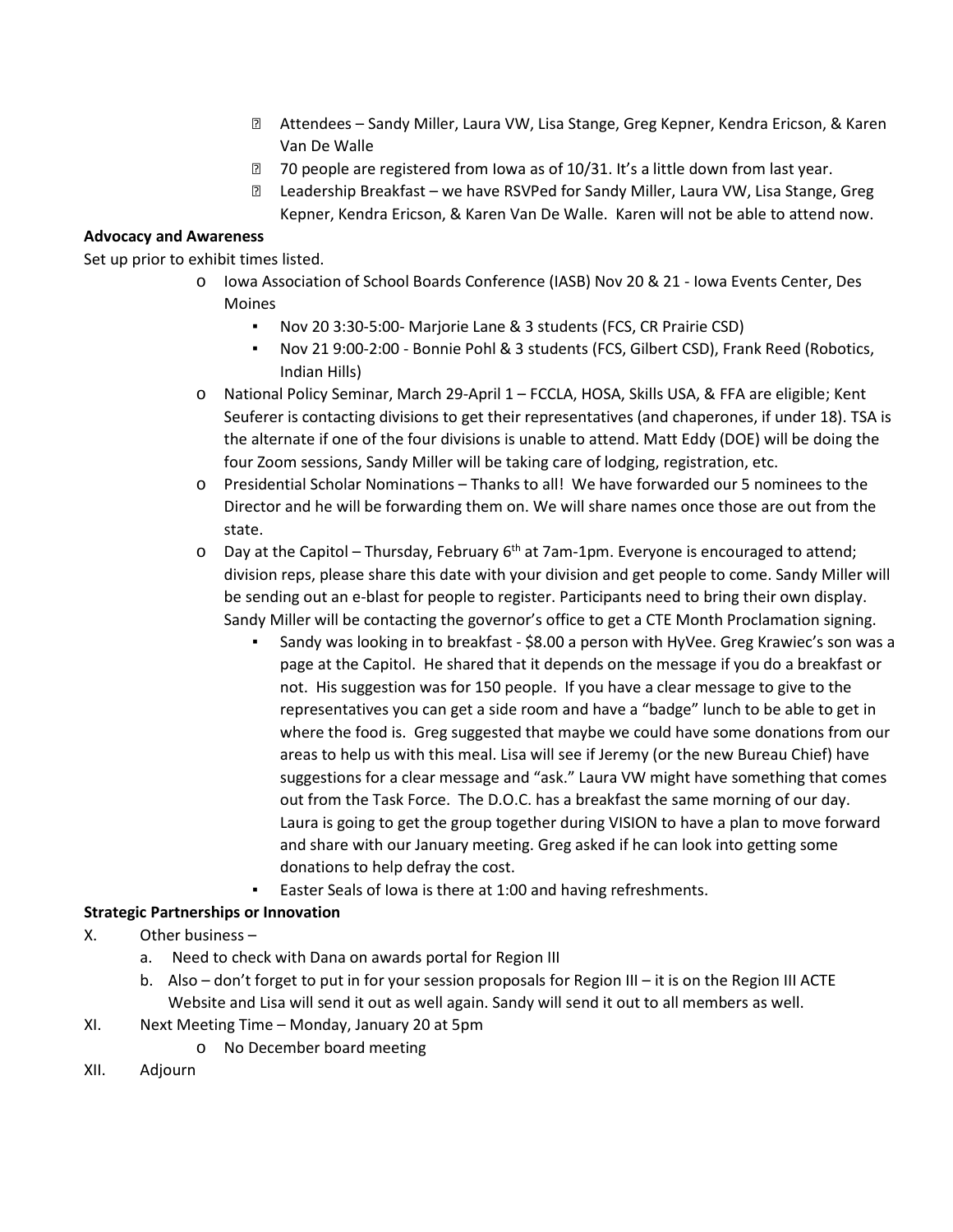- Attendees – Sandy Miller, Laura VW, Lisa Stange, Greg Kepner, Kendra Ericson, & Karen Van De Walle
- 70 people are registered from Iowa as of 10/31. It's a little down from last year.
- Leadership Breakfast – we have RSVPed for Sandy Miller, Laura VW, Lisa Stange, Greg Kepner, Kendra Ericson, & Karen Van De Walle. Karen will not be able to attend now.

**Advocacy and Awareness**

Set up prior to exhibit times listed.

- Iowa Association of School Boards Conference (IASB) Nov 20 & 21 - Iowa Events Center, Des Moines
  - Nov 20 3:30-5:00- Marjorie Lane & 3 students (FCS, CR Prairie CSD)
  - Nov 21 9:00-2:00 - Bonnie Pohl & 3 students (FCS, Gilbert CSD), Frank Reed (Robotics, Indian Hills)
- National Policy Seminar, March 29-April 1 – FCCLA, HOSA, Skills USA, & FFA are eligible; Kent Seuferer is contacting divisions to get their representatives (and chaperones, if under 18). TSA is the alternate if one of the four divisions is unable to attend. Matt Eddy (DOE) will be doing the four Zoom sessions, Sandy Miller will be taking care of lodging, registration, etc.
- Presidential Scholar Nominations – Thanks to all! We have forwarded our 5 nominees to the Director and he will be forwarding them on. We will share names once those are out from the state.
- Day at the Capitol – Thursday, February 6th at 7am-1pm. Everyone is encouraged to attend; division reps, please share this date with your division and get people to come. Sandy Miller will be sending out an e-blast for people to register. Participants need to bring their own display. Sandy Miller will be contacting the governor's office to get a CTE Month Proclamation signing.
  - Sandy was looking in to breakfast - $8.00 a person with HyVee. Greg Krawiec's son was a page at the Capitol. He shared that it depends on the message if you do a breakfast or not. His suggestion was for 150 people. If you have a clear message to give to the representatives you can get a side room and have a "badge" lunch to be able to get in where the food is. Greg suggested that maybe we could have some donations from our areas to help us with this meal. Lisa will see if Jeremy (or the new Bureau Chief) have suggestions for a clear message and "ask." Laura VW might have something that comes out from the Task Force. The D.O.C. has a breakfast the same morning of our day. Laura is going to get the group together during VISION to have a plan to move forward and share with our January meeting. Greg asked if he can look into getting some donations to help defray the cost.
  - Easter Seals of Iowa is there at 1:00 and having refreshments.

**Strategic Partnerships or Innovation**

X. Other business –

   a. Need to check with Dana on awards portal for Region III

   b. Also – don't forget to put in for your session proposals for Region III – it is on the Region III ACTE Website and Lisa will send it out as well again. Sandy will send it out to all members as well.

XI. Next Meeting Time – Monday, January 20 at 5pm

   - No December board meeting

XII. Adjourn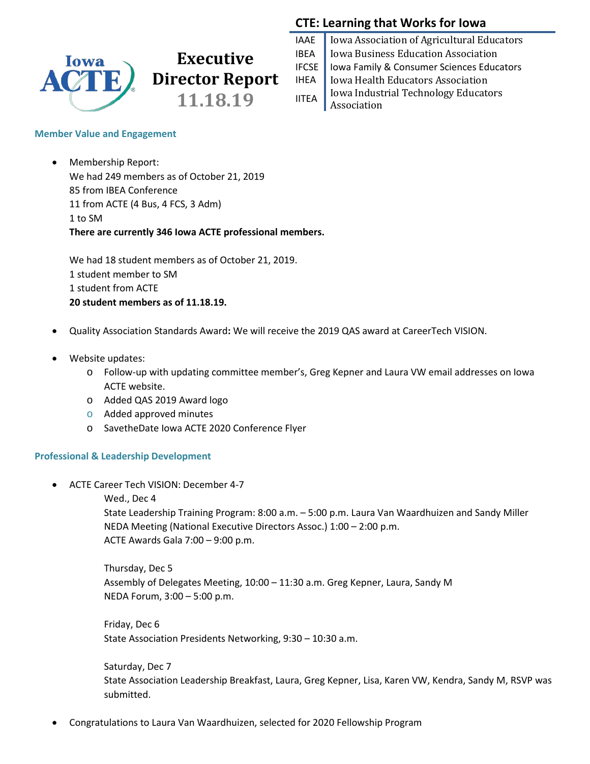# Executive Director Report 11.18.19

## CTE: Learning that Works for Iowa

| | |
|---|---|
| IAAE | Iowa Association of Agricultural Educators |
| IBEA | Iowa Business Education Association |
| IFCSE | Iowa Family & Consumer Sciences Educators |
| IHEA | Iowa Health Educators Association |
| IITEA | Iowa Industrial Technology Educators Association |

### Member Value and Engagement

- Membership Report:
  We had 249 members as of October 21, 2019
  85 from IBEA Conference
  11 from ACTE (4 Bus, 4 FCS, 3 Adm)
  1 to SM
  **There are currently 346 Iowa ACTE professional members.**

  We had 18 student members as of October 21, 2019.
  1 student member to SM
  1 student from ACTE
  **20 student members as of 11.18.19.**

- Quality Association Standards Award**:** We will receive the 2019 QAS award at CareerTech VISION.

- Website updates:
  - Follow-up with updating committee member's, Greg Kepner and Laura VW email addresses on Iowa ACTE website.
  - Added QAS 2019 Award logo
  - Added approved minutes
  - SavetheDate Iowa ACTE 2020 Conference Flyer

### Professional & Leadership Development

- ACTE Career Tech VISION: December 4-7

  Wed., Dec 4
  State Leadership Training Program: 8:00 a.m. – 5:00 p.m. Laura Van Waardhuizen and Sandy Miller
  NEDA Meeting (National Executive Directors Assoc.) 1:00 – 2:00 p.m.
  ACTE Awards Gala 7:00 – 9:00 p.m.

  Thursday, Dec 5
  Assembly of Delegates Meeting, 10:00 – 11:30 a.m. Greg Kepner, Laura, Sandy M
  NEDA Forum, 3:00 – 5:00 p.m.

  Friday, Dec 6
  State Association Presidents Networking, 9:30 – 10:30 a.m.

  Saturday, Dec 7
  State Association Leadership Breakfast, Laura, Greg Kepner, Lisa, Karen VW, Kendra, Sandy M, RSVP was submitted.

- Congratulations to Laura Van Waardhuizen, selected for 2020 Fellowship Program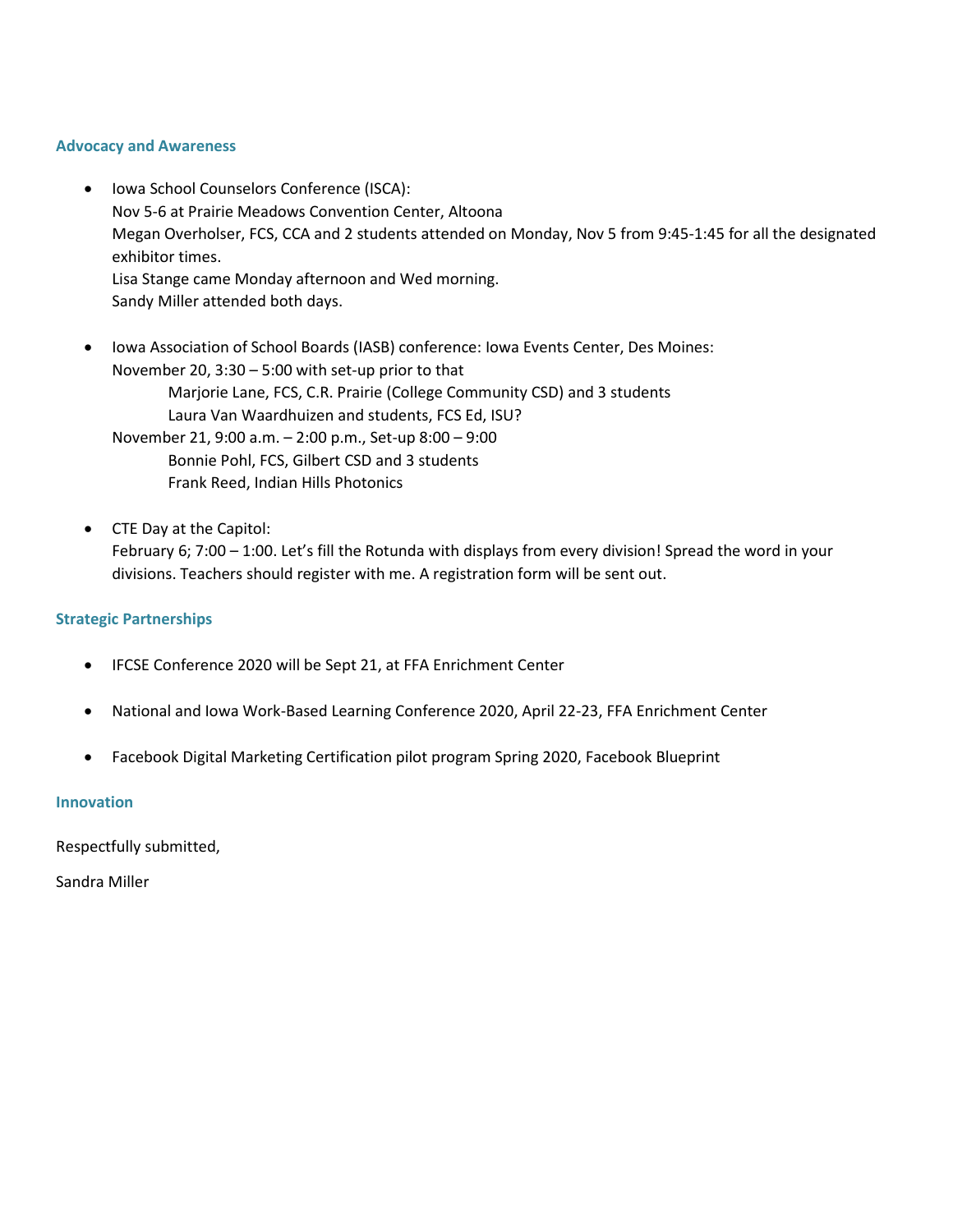## Advocacy and Awareness

- Iowa School Counselors Conference (ISCA):
  Nov 5-6 at Prairie Meadows Convention Center, Altoona
  Megan Overholser, FCS, CCA and 2 students attended on Monday, Nov 5 from 9:45-1:45 for all the designated exhibitor times.
  Lisa Stange came Monday afternoon and Wed morning.
  Sandy Miller attended both days.

- Iowa Association of School Boards (IASB) conference: Iowa Events Center, Des Moines:
  November 20, 3:30 – 5:00 with set-up prior to that
    Marjorie Lane, FCS, C.R. Prairie (College Community CSD) and 3 students
    Laura Van Waardhuizen and students, FCS Ed, ISU?
  November 21, 9:00 a.m. – 2:00 p.m., Set-up 8:00 – 9:00
    Bonnie Pohl, FCS, Gilbert CSD and 3 students
    Frank Reed, Indian Hills Photonics

- CTE Day at the Capitol:
  February 6; 7:00 – 1:00. Let's fill the Rotunda with displays from every division! Spread the word in your divisions. Teachers should register with me. A registration form will be sent out.

## Strategic Partnerships

- IFCSE Conference 2020 will be Sept 21, at FFA Enrichment Center

- National and Iowa Work-Based Learning Conference 2020, April 22-23, FFA Enrichment Center

- Facebook Digital Marketing Certification pilot program Spring 2020, Facebook Blueprint

## Innovation

Respectfully submitted,

Sandra Miller